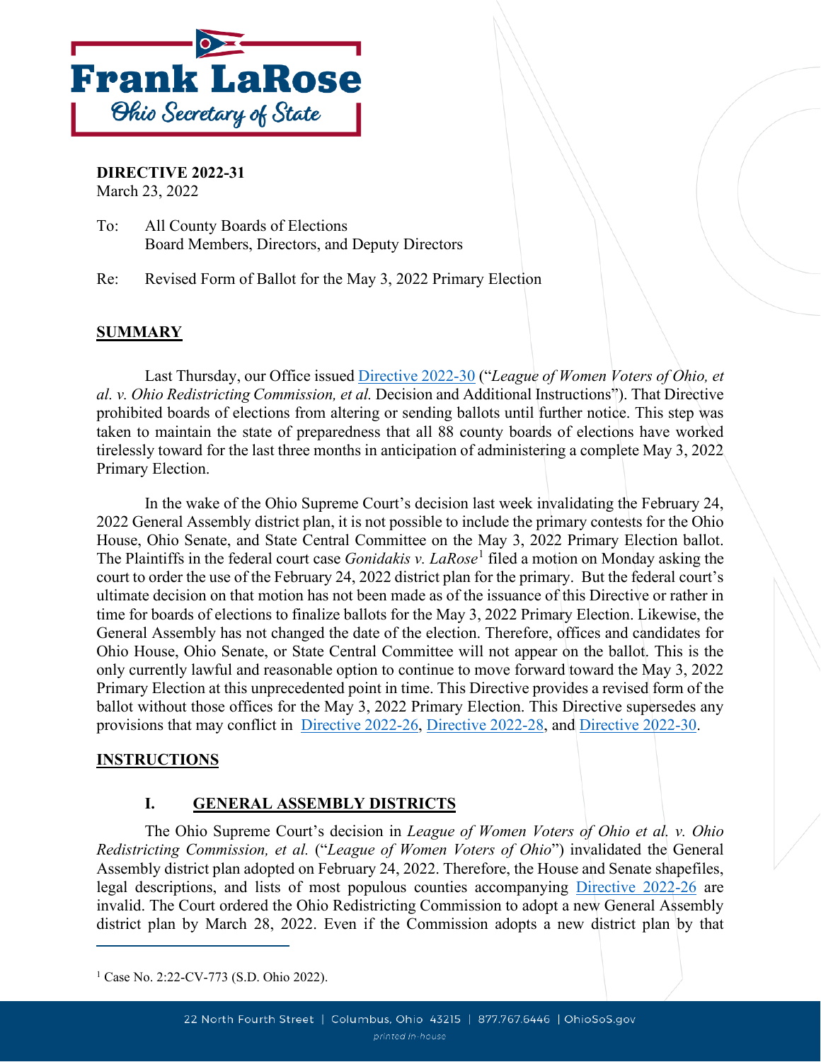**Frank LaRose**
*Ohio Secretary of State*

**DIRECTIVE 2022-31**
March 23, 2022

To: All County Boards of Elections
Board Members, Directors, and Deputy Directors

Re: Revised Form of Ballot for the May 3, 2022 Primary Election

## SUMMARY

Last Thursday, our Office issued Directive 2022-30 ("*League of Women Voters of Ohio, et al. v. Ohio Redistricting Commission, et al.* Decision and Additional Instructions"). That Directive prohibited boards of elections from altering or sending ballots until further notice. This step was taken to maintain the state of preparedness that all 88 county boards of elections have worked tirelessly toward for the last three months in anticipation of administering a complete May 3, 2022 Primary Election.

In the wake of the Ohio Supreme Court's decision last week invalidating the February 24, 2022 General Assembly district plan, it is not possible to include the primary contests for the Ohio House, Ohio Senate, and State Central Committee on the May 3, 2022 Primary Election ballot. The Plaintiffs in the federal court case *Gonidakis v. LaRose*[1] filed a motion on Monday asking the court to order the use of the February 24, 2022 district plan for the primary. But the federal court's ultimate decision on that motion has not been made as of the issuance of this Directive or rather in time for boards of elections to finalize ballots for the May 3, 2022 Primary Election. Likewise, the General Assembly has not changed the date of the election. Therefore, offices and candidates for Ohio House, Ohio Senate, or State Central Committee will not appear on the ballot. This is the only currently lawful and reasonable option to continue to move forward toward the May 3, 2022 Primary Election at this unprecedented point in time. This Directive provides a revised form of the ballot without those offices for the May 3, 2022 Primary Election. This Directive supersedes any provisions that may conflict in Directive 2022-26, Directive 2022-28, and Directive 2022-30.

## INSTRUCTIONS

### I. GENERAL ASSEMBLY DISTRICTS

The Ohio Supreme Court's decision in *League of Women Voters of Ohio et al. v. Ohio Redistricting Commission, et al.* ("*League of Women Voters of Ohio*") invalidated the General Assembly district plan adopted on February 24, 2022. Therefore, the House and Senate shapefiles, legal descriptions, and lists of most populous counties accompanying Directive 2022-26 are invalid. The Court ordered the Ohio Redistricting Commission to adopt a new General Assembly district plan by March 28, 2022. Even if the Commission adopts a new district plan by that

[1] Case No. 2:22-CV-773 (S.D. Ohio 2022).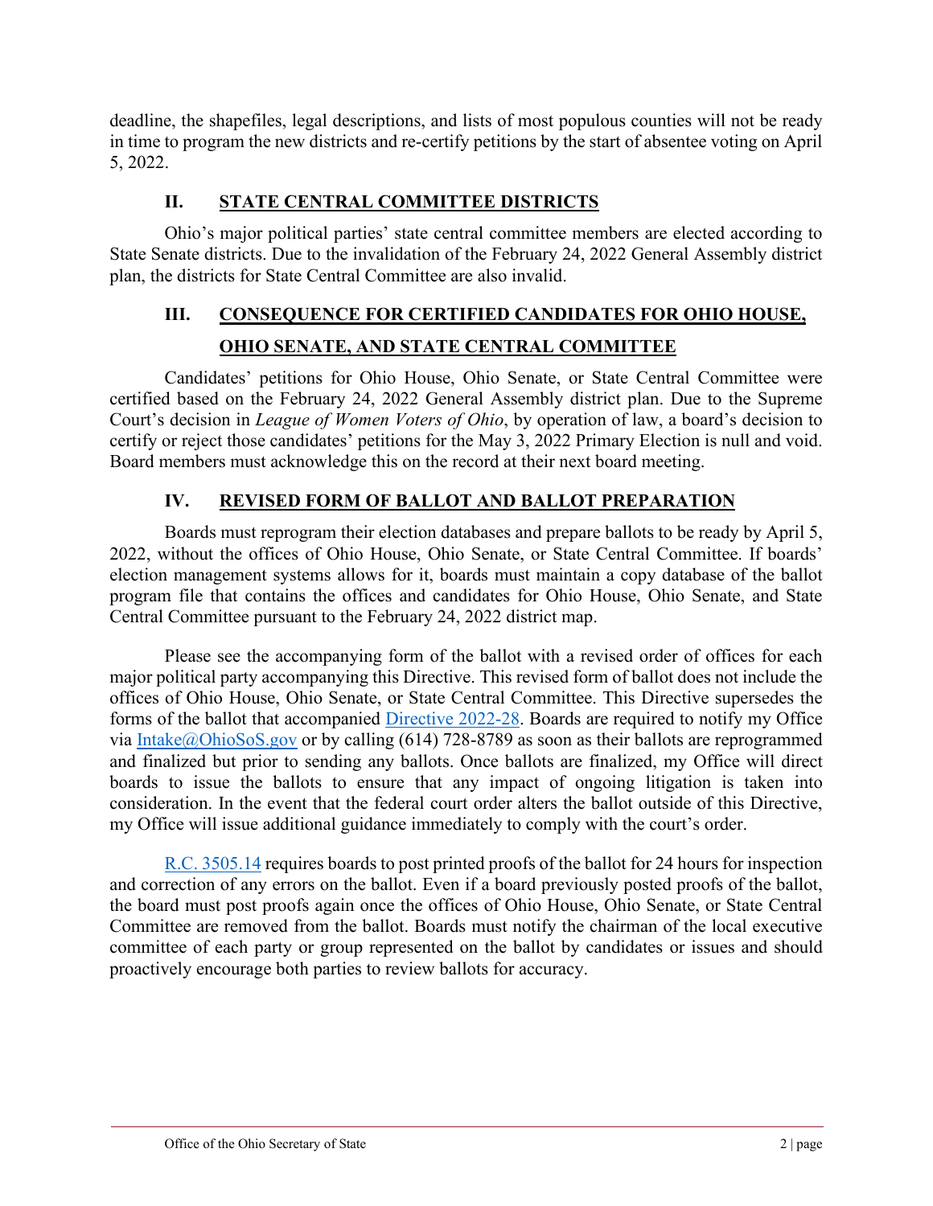deadline, the shapefiles, legal descriptions, and lists of most populous counties will not be ready in time to program the new districts and re-certify petitions by the start of absentee voting on April 5, 2022.

## II. STATE CENTRAL COMMITTEE DISTRICTS

Ohio's major political parties' state central committee members are elected according to State Senate districts. Due to the invalidation of the February 24, 2022 General Assembly district plan, the districts for State Central Committee are also invalid.

## III. CONSEQUENCE FOR CERTIFIED CANDIDATES FOR OHIO HOUSE, OHIO SENATE, AND STATE CENTRAL COMMITTEE

Candidates' petitions for Ohio House, Ohio Senate, or State Central Committee were certified based on the February 24, 2022 General Assembly district plan. Due to the Supreme Court's decision in *League of Women Voters of Ohio*, by operation of law, a board's decision to certify or reject those candidates' petitions for the May 3, 2022 Primary Election is null and void. Board members must acknowledge this on the record at their next board meeting.

## IV. REVISED FORM OF BALLOT AND BALLOT PREPARATION

Boards must reprogram their election databases and prepare ballots to be ready by April 5, 2022, without the offices of Ohio House, Ohio Senate, or State Central Committee. If boards' election management systems allows for it, boards must maintain a copy database of the ballot program file that contains the offices and candidates for Ohio House, Ohio Senate, and State Central Committee pursuant to the February 24, 2022 district map.

Please see the accompanying form of the ballot with a revised order of offices for each major political party accompanying this Directive. This revised form of ballot does not include the offices of Ohio House, Ohio Senate, or State Central Committee. This Directive supersedes the forms of the ballot that accompanied Directive 2022-28. Boards are required to notify my Office via Intake@OhioSoS.gov or by calling (614) 728-8789 as soon as their ballots are reprogrammed and finalized but prior to sending any ballots. Once ballots are finalized, my Office will direct boards to issue the ballots to ensure that any impact of ongoing litigation is taken into consideration. In the event that the federal court order alters the ballot outside of this Directive, my Office will issue additional guidance immediately to comply with the court's order.

R.C. 3505.14 requires boards to post printed proofs of the ballot for 24 hours for inspection and correction of any errors on the ballot. Even if a board previously posted proofs of the ballot, the board must post proofs again once the offices of Ohio House, Ohio Senate, or State Central Committee are removed from the ballot. Boards must notify the chairman of the local executive committee of each party or group represented on the ballot by candidates or issues and should proactively encourage both parties to review ballots for accuracy.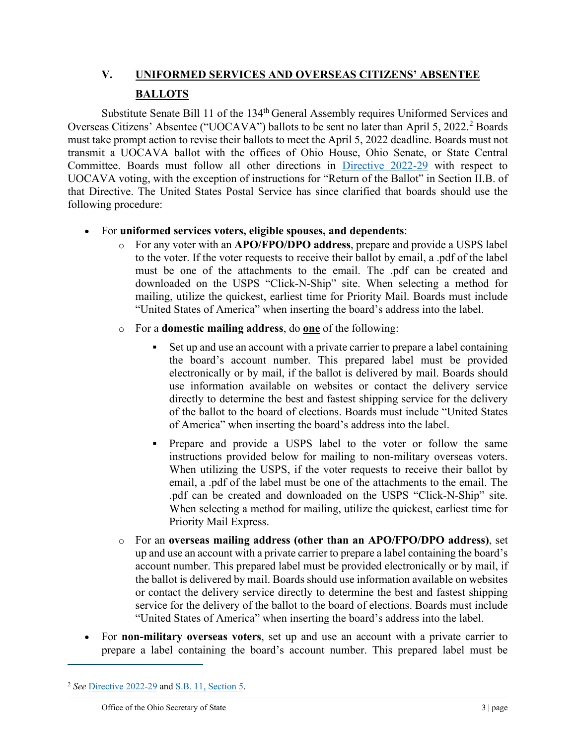## V. UNIFORMED SERVICES AND OVERSEAS CITIZENS' ABSENTEE BALLOTS

Substitute Senate Bill 11 of the 134th General Assembly requires Uniformed Services and Overseas Citizens' Absentee ("UOCAVA") ballots to be sent no later than April 5, 2022.[2] Boards must take prompt action to revise their ballots to meet the April 5, 2022 deadline. Boards must not transmit a UOCAVA ballot with the offices of Ohio House, Ohio Senate, or State Central Committee. Boards must follow all other directions in Directive 2022-29 with respect to UOCAVA voting, with the exception of instructions for "Return of the Ballot" in Section II.B. of that Directive. The United States Postal Service has since clarified that boards should use the following procedure:

- For **uniformed services voters, eligible spouses, and dependents**:
  - For any voter with an **APO/FPO/DPO address**, prepare and provide a USPS label to the voter. If the voter requests to receive their ballot by email, a .pdf of the label must be one of the attachments to the email. The .pdf can be created and downloaded on the USPS "Click-N-Ship" site. When selecting a method for mailing, utilize the quickest, earliest time for Priority Mail. Boards must include "United States of America" when inserting the board's address into the label.
  - For a **domestic mailing address**, do **one** of the following:
    - Set up and use an account with a private carrier to prepare a label containing the board's account number. This prepared label must be provided electronically or by mail, if the ballot is delivered by mail. Boards should use information available on websites or contact the delivery service directly to determine the best and fastest shipping service for the delivery of the ballot to the board of elections. Boards must include "United States of America" when inserting the board's address into the label.
    - Prepare and provide a USPS label to the voter or follow the same instructions provided below for mailing to non-military overseas voters. When utilizing the USPS, if the voter requests to receive their ballot by email, a .pdf of the label must be one of the attachments to the email. The .pdf can be created and downloaded on the USPS "Click-N-Ship" site. When selecting a method for mailing, utilize the quickest, earliest time for Priority Mail Express.
  - For an **overseas mailing address (other than an APO/FPO/DPO address)**, set up and use an account with a private carrier to prepare a label containing the board's account number. This prepared label must be provided electronically or by mail, if the ballot is delivered by mail. Boards should use information available on websites or contact the delivery service directly to determine the best and fastest shipping service for the delivery of the ballot to the board of elections. Boards must include "United States of America" when inserting the board's address into the label.
- For **non-military overseas voters**, set up and use an account with a private carrier to prepare a label containing the board's account number. This prepared label must be

[2] *See* Directive 2022-29 and S.B. 11, Section 5.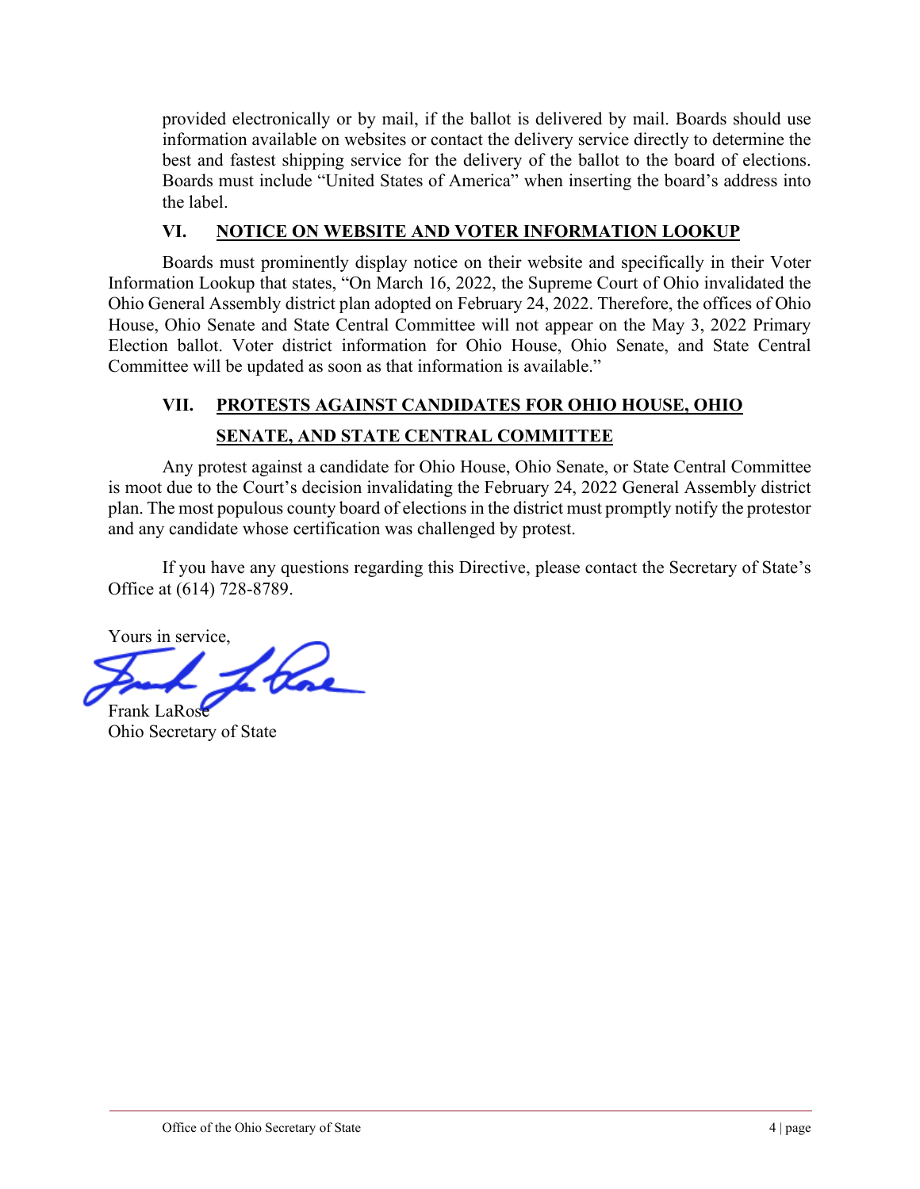provided electronically or by mail, if the ballot is delivered by mail. Boards should use information available on websites or contact the delivery service directly to determine the best and fastest shipping service for the delivery of the ballot to the board of elections. Boards must include "United States of America" when inserting the board's address into the label.

## VI. NOTICE ON WEBSITE AND VOTER INFORMATION LOOKUP

Boards must prominently display notice on their website and specifically in their Voter Information Lookup that states, "On March 16, 2022, the Supreme Court of Ohio invalidated the Ohio General Assembly district plan adopted on February 24, 2022. Therefore, the offices of Ohio House, Ohio Senate and State Central Committee will not appear on the May 3, 2022 Primary Election ballot. Voter district information for Ohio House, Ohio Senate, and State Central Committee will be updated as soon as that information is available."

## VII. PROTESTS AGAINST CANDIDATES FOR OHIO HOUSE, OHIO SENATE, AND STATE CENTRAL COMMITTEE

Any protest against a candidate for Ohio House, Ohio Senate, or State Central Committee is moot due to the Court's decision invalidating the February 24, 2022 General Assembly district plan. The most populous county board of elections in the district must promptly notify the protestor and any candidate whose certification was challenged by protest.

If you have any questions regarding this Directive, please contact the Secretary of State's Office at (614) 728-8789.

Yours in service,

Frank LaRose
Ohio Secretary of State